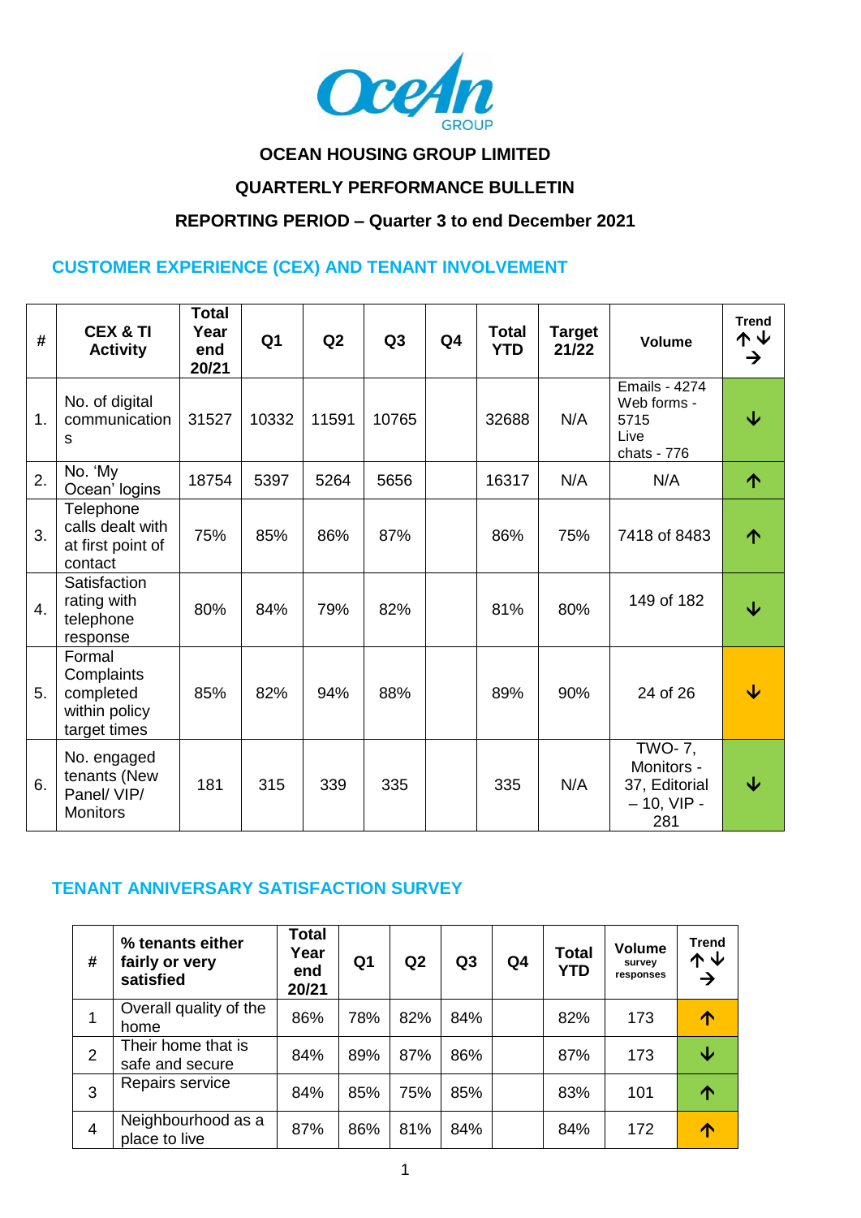# OCEAN HOUSING GROUP LIMITED

## QUARTERLY PERFORMANCE BULLETIN

## REPORTING PERIOD – Quarter 3 to end December 2021

### CUSTOMER EXPERIENCE (CEX) AND TENANT INVOLVEMENT

| # | CEX & TI Activity | Total Year end 20/21 | Q1 | Q2 | Q3 | Q4 | Total YTD | Target 21/22 | Volume | Trend ↑↓→ |
|---|---|---|---|---|---|---|---|---|---|---|
| 1. | No. of digital communications | 31527 | 10332 | 11591 | 10765 | | 32688 | N/A | Emails - 4274 Web forms - 5715 Live chats - 776 | ↓ |
| 2. | No. 'My Ocean' logins | 18754 | 5397 | 5264 | 5656 | | 16317 | N/A | N/A | ↑ |
| 3. | Telephone calls dealt with at first point of contact | 75% | 85% | 86% | 87% | | 86% | 75% | 7418 of 8483 | ↑ |
| 4. | Satisfaction rating with telephone response | 80% | 84% | 79% | 82% | | 81% | 80% | 149 of 182 | ↓ |
| 5. | Formal Complaints completed within policy target times | 85% | 82% | 94% | 88% | | 89% | 90% | 24 of 26 | ↓ |
| 6. | No. engaged tenants (New Panel/ VIP/ Monitors | 181 | 315 | 339 | 335 | | 335 | N/A | TWO- 7, Monitors - 37, Editorial – 10, VIP - 281 | ↓ |

### TENANT ANNIVERSARY SATISFACTION SURVEY

| # | % tenants either fairly or very satisfied | Total Year end 20/21 | Q1 | Q2 | Q3 | Q4 | Total YTD | Volume survey responses | Trend ↑↓→ |
|---|---|---|---|---|---|---|---|---|---|
| 1 | Overall quality of the home | 86% | 78% | 82% | 84% | | 82% | 173 | ↑ |
| 2 | Their home that is safe and secure | 84% | 89% | 87% | 86% | | 87% | 173 | ↓ |
| 3 | Repairs service | 84% | 85% | 75% | 85% | | 83% | 101 | ↑ |
| 4 | Neighbourhood as a place to live | 87% | 86% | 81% | 84% | | 84% | 172 | ↑ |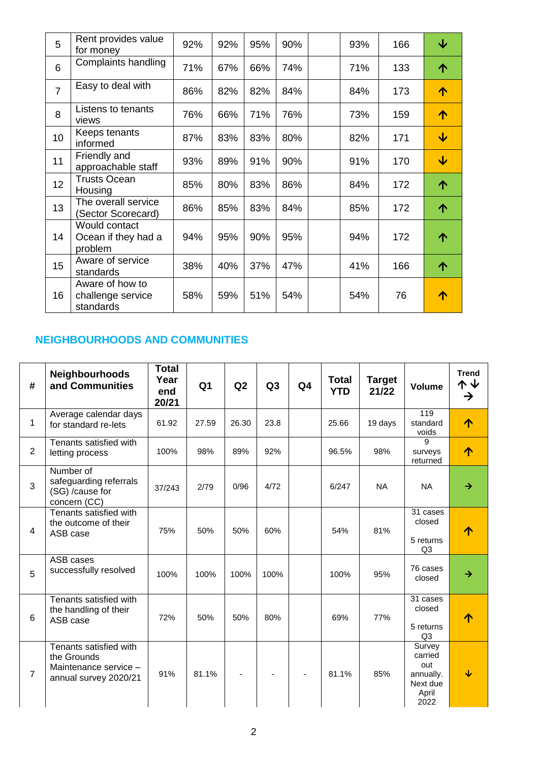| | | | | | | | | | |
|---|---|---|---|---|---|---|---|---|---|
| 5 | Rent provides value for money | 92% | 92% | 95% | 90% | | 93% | 166 | ↓ |
| 6 | Complaints handling | 71% | 67% | 66% | 74% | | 71% | 133 | ↑ |
| 7 | Easy to deal with | 86% | 82% | 82% | 84% | | 84% | 173 | ↑ |
| 8 | Listens to tenants views | 76% | 66% | 71% | 76% | | 73% | 159 | ↑ |
| 10 | Keeps tenants informed | 87% | 83% | 83% | 80% | | 82% | 171 | ↓ |
| 11 | Friendly and approachable staff | 93% | 89% | 91% | 90% | | 91% | 170 | ↓ |
| 12 | Trusts Ocean Housing | 85% | 80% | 83% | 86% | | 84% | 172 | ↑ |
| 13 | The overall service (Sector Scorecard) | 86% | 85% | 83% | 84% | | 85% | 172 | ↑ |
| 14 | Would contact Ocean if they had a problem | 94% | 95% | 90% | 95% | | 94% | 172 | ↑ |
| 15 | Aware of service standards | 38% | 40% | 37% | 47% | | 41% | 166 | ↑ |
| 16 | Aware of how to challenge service standards | 58% | 59% | 51% | 54% | | 54% | 76 | ↑ |

## NEIGHBOURHOODS AND COMMUNITIES

| # | Neighbourhoods and Communities | Total Year end 20/21 | Q1 | Q2 | Q3 | Q4 | Total YTD | Target 21/22 | Volume | Trend ↑↓→ |
|---|---|---|---|---|---|---|---|---|---|---|
| 1 | Average calendar days for standard re-lets | 61.92 | 27.59 | 26.30 | 23.8 | | 25.66 | 19 days | 119 standard voids | ↑ |
| 2 | Tenants satisfied with letting process | 100% | 98% | 89% | 92% | | 96.5% | 98% | 9 surveys returned | ↑ |
| 3 | Number of safeguarding referrals (SG) /cause for concern (CC) | 37/243 | 2/79 | 0/96 | 4/72 | | 6/247 | NA | NA | → |
| 4 | Tenants satisfied with the outcome of their ASB case | 75% | 50% | 50% | 60% | | 54% | 81% | 31 cases closed<br>5 returns Q3 | ↑ |
| 5 | ASB cases successfully resolved | 100% | 100% | 100% | 100% | | 100% | 95% | 76 cases closed | → |
| 6 | Tenants satisfied with the handling of their ASB case | 72% | 50% | 50% | 80% | | 69% | 77% | 31 cases closed<br>5 returns Q3 | ↑ |
| 7 | Tenants satisfied with the Grounds Maintenance service – annual survey 2020/21 | 91% | 81.1% | - | - | - | 81.1% | 85% | Survey carried out annually. Next due April 2022 | ↓ |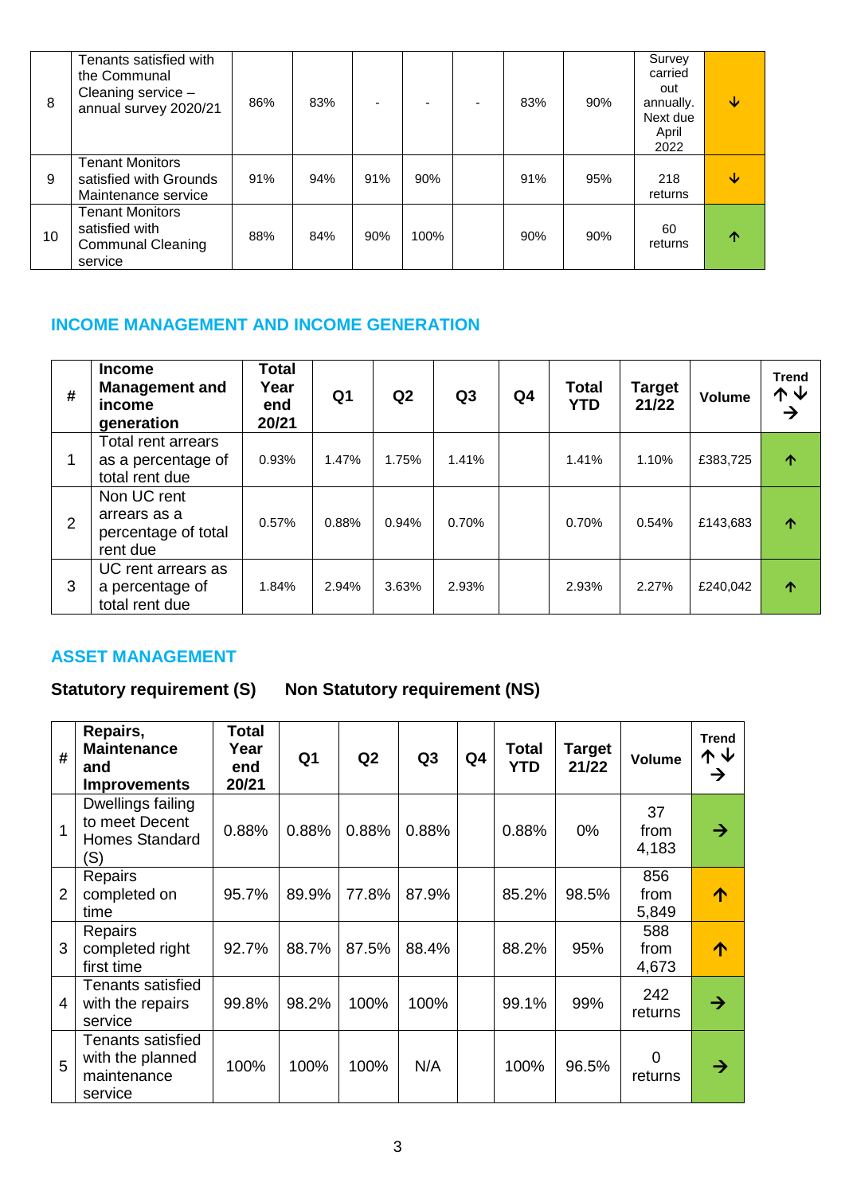| 8 | Tenants satisfied with the Communal Cleaning service – annual survey 2020/21 | 86% | 83% | - | - | - | 83% | 90% | Survey carried out annually. Next due April 2022 | ↓ |
|---|---|---|---|---|---|---|---|---|---|---|
| 9 | Tenant Monitors satisfied with Grounds Maintenance service | 91% | 94% | 91% | 90% | | 91% | 95% | 218 returns | ↓ |
| 10 | Tenant Monitors satisfied with Communal Cleaning service | 88% | 84% | 90% | 100% | | 90% | 90% | 60 returns | ↑ |

## INCOME MANAGEMENT AND INCOME GENERATION

| # | Income Management and income generation | Total Year end 20/21 | Q1 | Q2 | Q3 | Q4 | Total YTD | Target 21/22 | Volume | Trend ↑↓→ |
|---|---|---|---|---|---|---|---|---|---|---|
| 1 | Total rent arrears as a percentage of total rent due | 0.93% | 1.47% | 1.75% | 1.41% | | 1.41% | 1.10% | £383,725 | ↑ |
| 2 | Non UC rent arrears as a percentage of total rent due | 0.57% | 0.88% | 0.94% | 0.70% | | 0.70% | 0.54% | £143,683 | ↑ |
| 3 | UC rent arrears as a percentage of total rent due | 1.84% | 2.94% | 3.63% | 2.93% | | 2.93% | 2.27% | £240,042 | ↑ |

## ASSET MANAGEMENT

**Statutory requirement (S)** **Non Statutory requirement (NS)**

| # | Repairs, Maintenance and Improvements | Total Year end 20/21 | Q1 | Q2 | Q3 | Q4 | Total YTD | Target 21/22 | Volume | Trend ↑↓→ |
|---|---|---|---|---|---|---|---|---|---|---|
| 1 | Dwellings failing to meet Decent Homes Standard (S) | 0.88% | 0.88% | 0.88% | 0.88% | | 0.88% | 0% | 37 from 4,183 | → |
| 2 | Repairs completed on time | 95.7% | 89.9% | 77.8% | 87.9% | | 85.2% | 98.5% | 856 from 5,849 | ↑ |
| 3 | Repairs completed right first time | 92.7% | 88.7% | 87.5% | 88.4% | | 88.2% | 95% | 588 from 4,673 | ↑ |
| 4 | Tenants satisfied with the repairs service | 99.8% | 98.2% | 100% | 100% | | 99.1% | 99% | 242 returns | → |
| 5 | Tenants satisfied with the planned maintenance service | 100% | 100% | 100% | N/A | | 100% | 96.5% | 0 returns | → |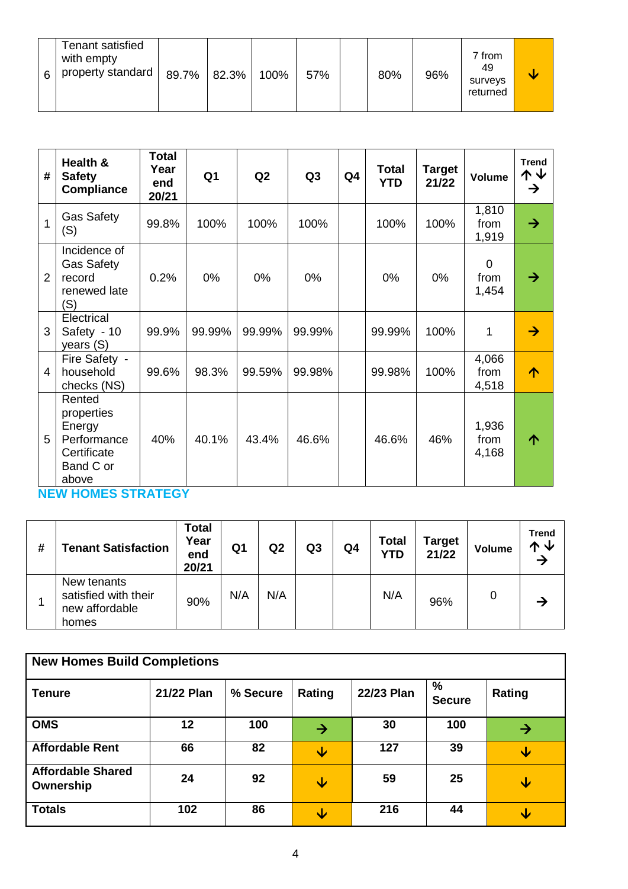| | | | | | | | | | |
|---|---|---|---|---|---|---|---|---|---|
| 6 | Tenant satisfied with empty property standard | 89.7% | 82.3% | 100% | 57% | | 80% | 96% | 7 from 49 surveys returned | ↓ |

| # | Health & Safety Compliance | Total Year end 20/21 | Q1 | Q2 | Q3 | Q4 | Total YTD | Target 21/22 | Volume | Trend ↑↓ → |
|---|---|---|---|---|---|---|---|---|---|---|
| 1 | Gas Safety (S) | 99.8% | 100% | 100% | 100% | | 100% | 100% | 1,810 from 1,919 | → |
| 2 | Incidence of Gas Safety record renewed late (S) | 0.2% | 0% | 0% | 0% | | 0% | 0% | 0 from 1,454 | → |
| 3 | Electrical Safety - 10 years (S) | 99.9% | 99.99% | 99.99% | 99.99% | | 99.99% | 100% | 1 | → |
| 4 | Fire Safety - household checks (NS) | 99.6% | 98.3% | 99.59% | 99.98% | | 99.98% | 100% | 4,066 from 4,518 | ↑ |
| 5 | Rented properties Energy Performance Certificate Band C or above | 40% | 40.1% | 43.4% | 46.6% | | 46.6% | 46% | 1,936 from 4,168 | ↑ |

## NEW HOMES STRATEGY

| # | Tenant Satisfaction | Total Year end 20/21 | Q1 | Q2 | Q3 | Q4 | Total YTD | Target 21/22 | Volume | Trend ↑↓ → |
|---|---|---|---|---|---|---|---|---|---|---|
| 1 | New tenants satisfied with their new affordable homes | 90% | N/A | N/A | | | N/A | 96% | 0 | → |

| New Homes Build Completions | | | | | | |
|---|---|---|---|---|---|---|
| **Tenure** | **21/22 Plan** | **% Secure** | **Rating** | **22/23 Plan** | **% Secure** | **Rating** |
| **OMS** | **12** | **100** | → | **30** | **100** | → |
| **Affordable Rent** | **66** | **82** | ↓ | **127** | **39** | ↓ |
| **Affordable Shared Ownership** | **24** | **92** | ↓ | **59** | **25** | ↓ |
| **Totals** | **102** | **86** | ↓ | **216** | **44** | ↓ |